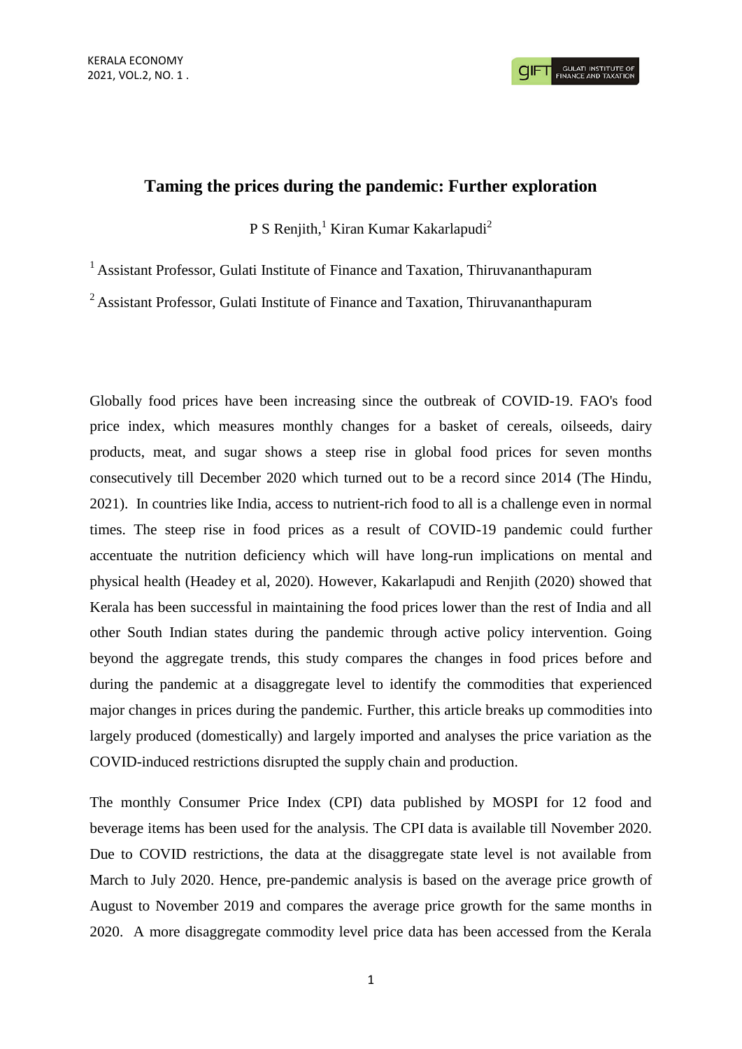# Taming the prices during the pandemic: Further exploration

P S Renjith,[1] Kiran Kumar Kakarlapudi[2]

[1] Assistant Professor, Gulati Institute of Finance and Taxation, Thiruvananthapuram

[2] Assistant Professor, Gulati Institute of Finance and Taxation, Thiruvananthapuram

Globally food prices have been increasing since the outbreak of COVID-19. FAO's food price index, which measures monthly changes for a basket of cereals, oilseeds, dairy products, meat, and sugar shows a steep rise in global food prices for seven months consecutively till December 2020 which turned out to be a record since 2014 (The Hindu, 2021). In countries like India, access to nutrient-rich food to all is a challenge even in normal times. The steep rise in food prices as a result of COVID-19 pandemic could further accentuate the nutrition deficiency which will have long-run implications on mental and physical health (Headey et al, 2020). However, Kakarlapudi and Renjith (2020) showed that Kerala has been successful in maintaining the food prices lower than the rest of India and all other South Indian states during the pandemic through active policy intervention. Going beyond the aggregate trends, this study compares the changes in food prices before and during the pandemic at a disaggregate level to identify the commodities that experienced major changes in prices during the pandemic. Further, this article breaks up commodities into largely produced (domestically) and largely imported and analyses the price variation as the COVID-induced restrictions disrupted the supply chain and production.

The monthly Consumer Price Index (CPI) data published by MOSPI for 12 food and beverage items has been used for the analysis. The CPI data is available till November 2020. Due to COVID restrictions, the data at the disaggregate state level is not available from March to July 2020. Hence, pre-pandemic analysis is based on the average price growth of August to November 2019 and compares the average price growth for the same months in 2020. A more disaggregate commodity level price data has been accessed from the Kerala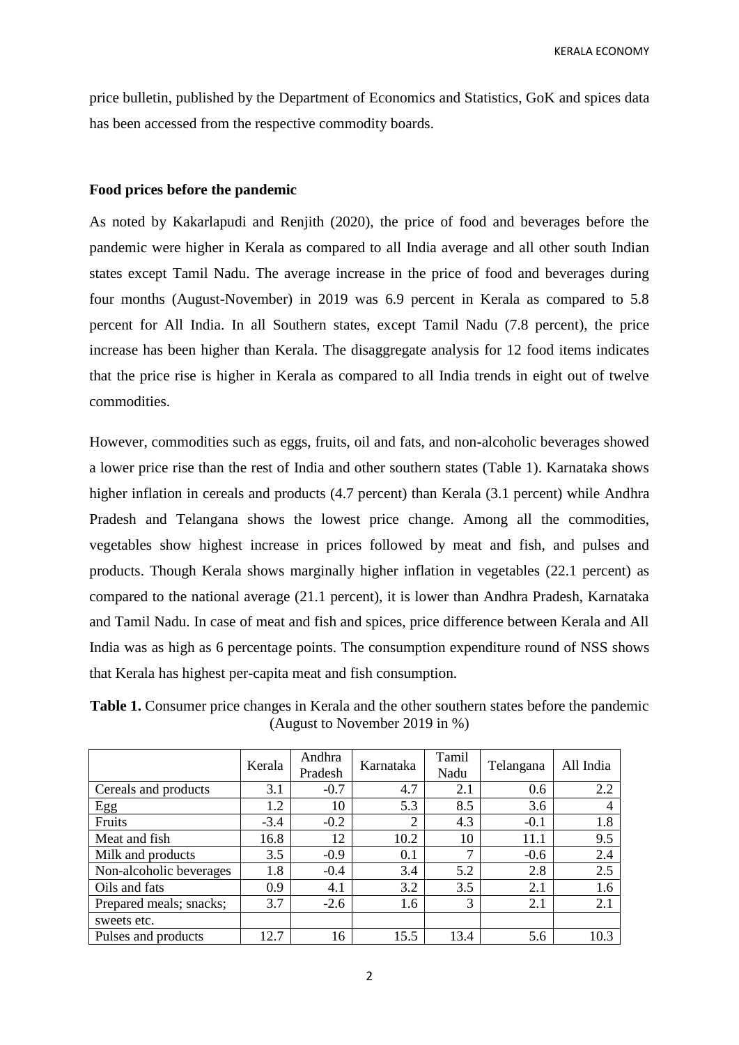price bulletin, published by the Department of Economics and Statistics, GoK and spices data has been accessed from the respective commodity boards.

## Food prices before the pandemic

As noted by Kakarlapudi and Renjith (2020), the price of food and beverages before the pandemic were higher in Kerala as compared to all India average and all other south Indian states except Tamil Nadu. The average increase in the price of food and beverages during four months (August-November) in 2019 was 6.9 percent in Kerala as compared to 5.8 percent for All India. In all Southern states, except Tamil Nadu (7.8 percent), the price increase has been higher than Kerala. The disaggregate analysis for 12 food items indicates that the price rise is higher in Kerala as compared to all India trends in eight out of twelve commodities.

However, commodities such as eggs, fruits, oil and fats, and non-alcoholic beverages showed a lower price rise than the rest of India and other southern states (Table 1). Karnataka shows higher inflation in cereals and products (4.7 percent) than Kerala (3.1 percent) while Andhra Pradesh and Telangana shows the lowest price change. Among all the commodities, vegetables show highest increase in prices followed by meat and fish, and pulses and products. Though Kerala shows marginally higher inflation in vegetables (22.1 percent) as compared to the national average (21.1 percent), it is lower than Andhra Pradesh, Karnataka and Tamil Nadu. In case of meat and fish and spices, price difference between Kerala and All India was as high as 6 percentage points. The consumption expenditure round of NSS shows that Kerala has highest per-capita meat and fish consumption.

**Table 1.** Consumer price changes in Kerala and the other southern states before the pandemic (August to November 2019 in %)

| | Kerala | Andhra Pradesh | Karnataka | Tamil Nadu | Telangana | All India |
|---|---|---|---|---|---|---|
| Cereals and products | 3.1 | -0.7 | 4.7 | 2.1 | 0.6 | 2.2 |
| Egg | 1.2 | 10 | 5.3 | 8.5 | 3.6 | 4 |
| Fruits | -3.4 | -0.2 | 2 | 4.3 | -0.1 | 1.8 |
| Meat and fish | 16.8 | 12 | 10.2 | 10 | 11.1 | 9.5 |
| Milk and products | 3.5 | -0.9 | 0.1 | 7 | -0.6 | 2.4 |
| Non-alcoholic beverages | 1.8 | -0.4 | 3.4 | 5.2 | 2.8 | 2.5 |
| Oils and fats | 0.9 | 4.1 | 3.2 | 3.5 | 2.1 | 1.6 |
| Prepared meals; snacks; sweets etc. | 3.7 | -2.6 | 1.6 | 3 | 2.1 | 2.1 |
| Pulses and products | 12.7 | 16 | 15.5 | 13.4 | 5.6 | 10.3 |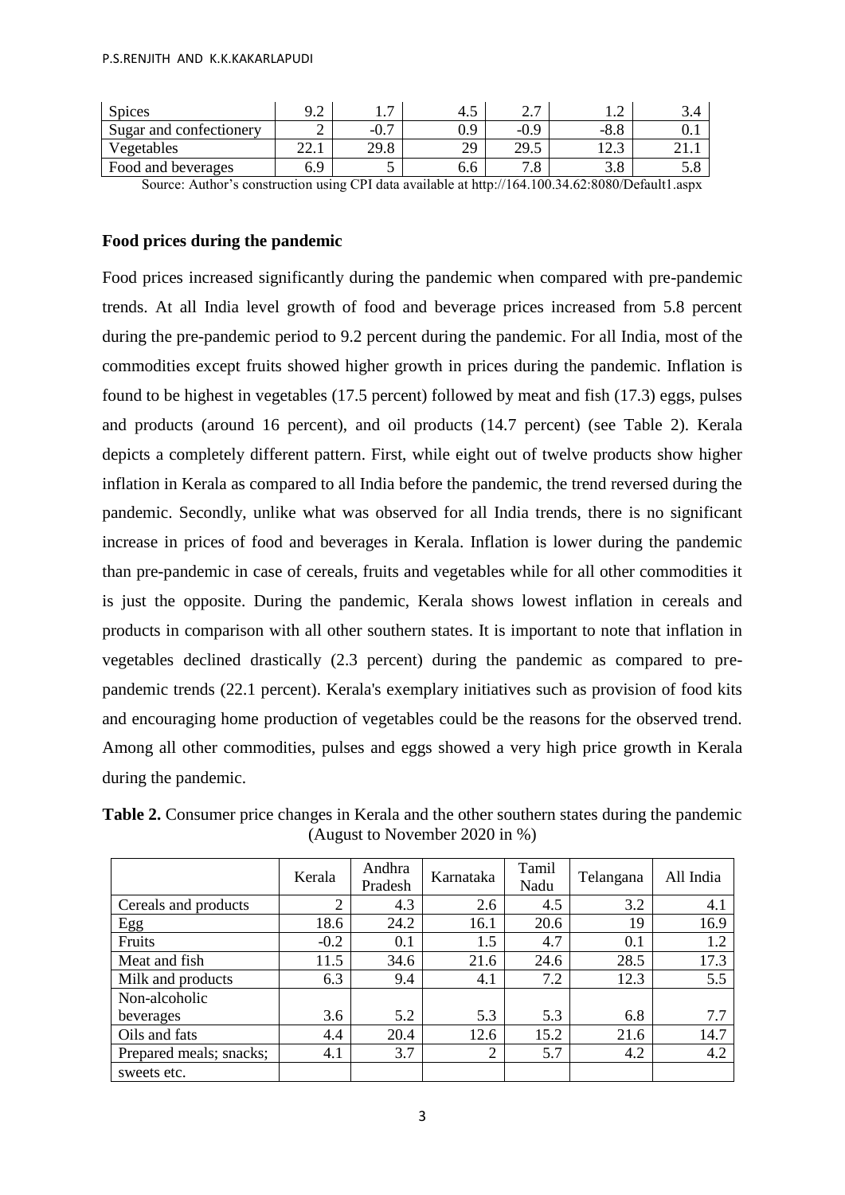| Spices | 9.2 | 1.7 | 4.5 | 2.7 | 1.2 | 3.4 |
|---|---|---|---|---|---|---|
| Sugar and confectionery | 2 | -0.7 | 0.9 | -0.9 | -8.8 | 0.1 |
| Vegetables | 22.1 | 29.8 | 29 | 29.5 | 12.3 | 21.1 |
| Food and beverages | 6.9 | 5 | 6.6 | 7.8 | 3.8 | 5.8 |

Source: Author's construction using CPI data available at http://164.100.34.62:8080/Default1.aspx

**Food prices during the pandemic**

Food prices increased significantly during the pandemic when compared with pre-pandemic trends. At all India level growth of food and beverage prices increased from 5.8 percent during the pre-pandemic period to 9.2 percent during the pandemic. For all India, most of the commodities except fruits showed higher growth in prices during the pandemic. Inflation is found to be highest in vegetables (17.5 percent) followed by meat and fish (17.3) eggs, pulses and products (around 16 percent), and oil products (14.7 percent) (see Table 2). Kerala depicts a completely different pattern. First, while eight out of twelve products show higher inflation in Kerala as compared to all India before the pandemic, the trend reversed during the pandemic. Secondly, unlike what was observed for all India trends, there is no significant increase in prices of food and beverages in Kerala. Inflation is lower during the pandemic than pre-pandemic in case of cereals, fruits and vegetables while for all other commodities it is just the opposite. During the pandemic, Kerala shows lowest inflation in cereals and products in comparison with all other southern states. It is important to note that inflation in vegetables declined drastically (2.3 percent) during the pandemic as compared to pre-pandemic trends (22.1 percent). Kerala's exemplary initiatives such as provision of food kits and encouraging home production of vegetables could be the reasons for the observed trend. Among all other commodities, pulses and eggs showed a very high price growth in Kerala during the pandemic.

**Table 2.** Consumer price changes in Kerala and the other southern states during the pandemic (August to November 2020 in %)

| | Kerala | Andhra Pradesh | Karnataka | Tamil Nadu | Telangana | All India |
|---|---|---|---|---|---|---|
| Cereals and products | 2 | 4.3 | 2.6 | 4.5 | 3.2 | 4.1 |
| Egg | 18.6 | 24.2 | 16.1 | 20.6 | 19 | 16.9 |
| Fruits | -0.2 | 0.1 | 1.5 | 4.7 | 0.1 | 1.2 |
| Meat and fish | 11.5 | 34.6 | 21.6 | 24.6 | 28.5 | 17.3 |
| Milk and products | 6.3 | 9.4 | 4.1 | 7.2 | 12.3 | 5.5 |
| Non-alcoholic beverages | 3.6 | 5.2 | 5.3 | 5.3 | 6.8 | 7.7 |
| Oils and fats | 4.4 | 20.4 | 12.6 | 15.2 | 21.6 | 14.7 |
| Prepared meals; snacks; sweets etc. | 4.1 | 3.7 | 2 | 5.7 | 4.2 | 4.2 |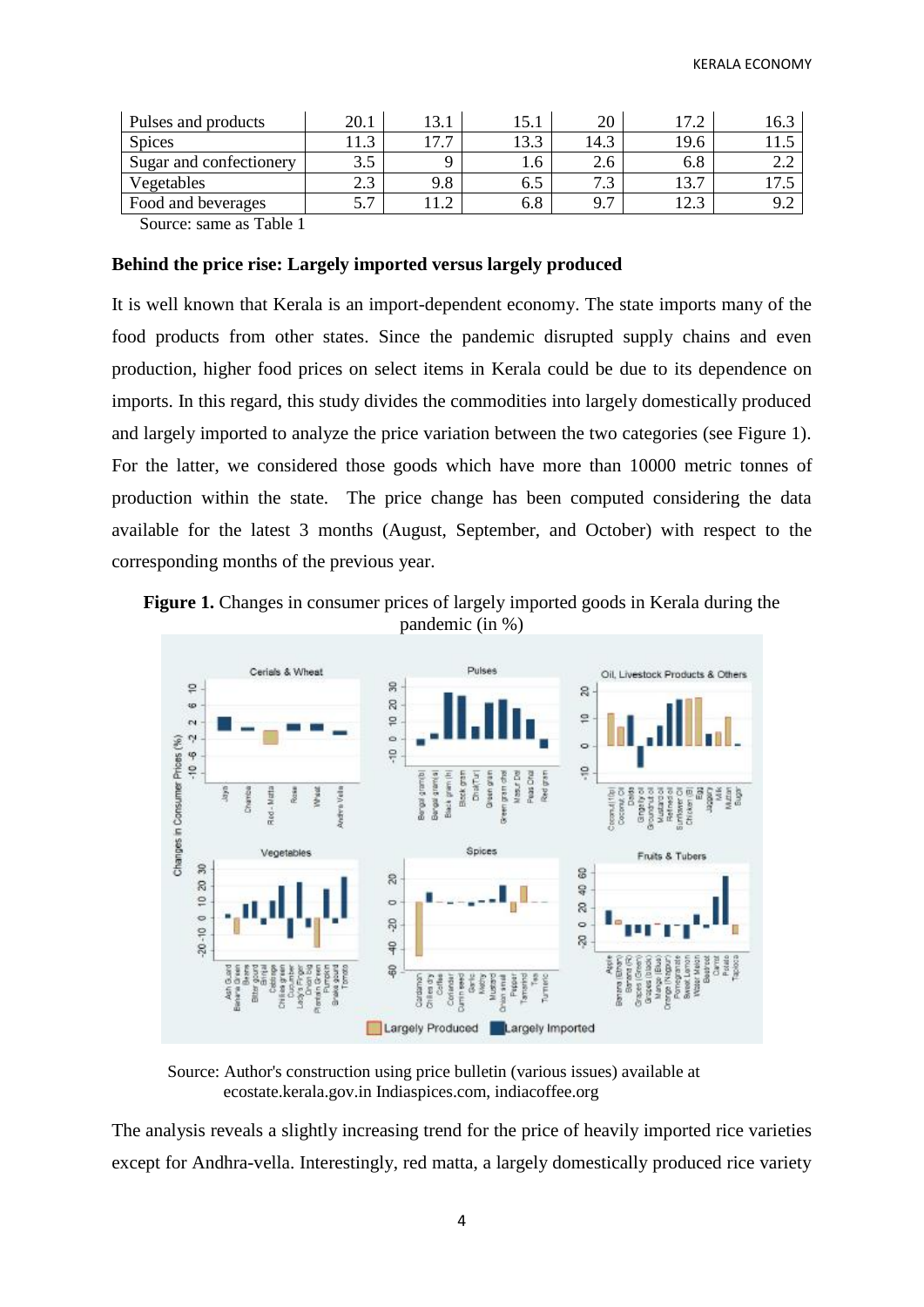| Pulses and products | 20.1 | 13.1 | 15.1 | 20 | 17.2 | 16.3 |
|---|---|---|---|---|---|---|
| Spices | 11.3 | 17.7 | 13.3 | 14.3 | 19.6 | 11.5 |
| Sugar and confectionery | 3.5 | 9 | 1.6 | 2.6 | 6.8 | 2.2 |
| Vegetables | 2.3 | 9.8 | 6.5 | 7.3 | 13.7 | 17.5 |
| Food and beverages | 5.7 | 11.2 | 6.8 | 9.7 | 12.3 | 9.2 |

Source: same as Table 1

**Behind the price rise: Largely imported versus largely produced**

It is well known that Kerala is an import-dependent economy. The state imports many of the food products from other states. Since the pandemic disrupted supply chains and even production, higher food prices on select items in Kerala could be due to its dependence on imports. In this regard, this study divides the commodities into largely domestically produced and largely imported to analyze the price variation between the two categories (see Figure 1). For the latter, we considered those goods which have more than 10000 metric tonnes of production within the state. The price change has been computed considering the data available for the latest 3 months (August, September, and October) with respect to the corresponding months of the previous year.

**Figure 1.** Changes in consumer prices of largely imported goods in Kerala during the pandemic (in %)

Source: Author's construction using price bulletin (various issues) available at ecostate.kerala.gov.in Indiaspices.com, indiacoffee.org

The analysis reveals a slightly increasing trend for the price of heavily imported rice varieties except for Andhra-vella. Interestingly, red matta, a largely domestically produced rice variety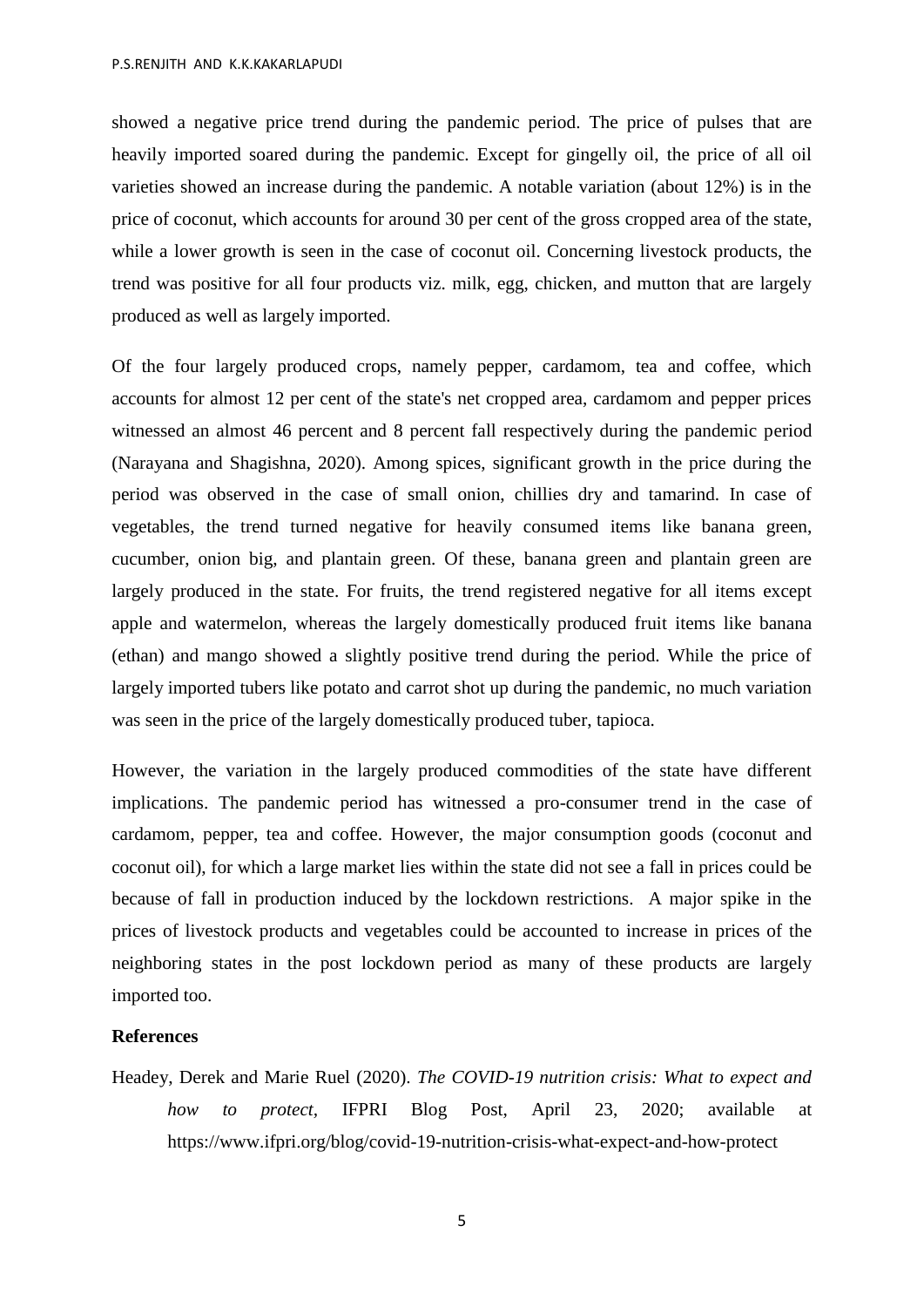showed a negative price trend during the pandemic period. The price of pulses that are heavily imported soared during the pandemic. Except for gingelly oil, the price of all oil varieties showed an increase during the pandemic. A notable variation (about 12%) is in the price of coconut, which accounts for around 30 per cent of the gross cropped area of the state, while a lower growth is seen in the case of coconut oil. Concerning livestock products, the trend was positive for all four products viz. milk, egg, chicken, and mutton that are largely produced as well as largely imported.

Of the four largely produced crops, namely pepper, cardamom, tea and coffee, which accounts for almost 12 per cent of the state's net cropped area, cardamom and pepper prices witnessed an almost 46 percent and 8 percent fall respectively during the pandemic period (Narayana and Shagishna, 2020). Among spices, significant growth in the price during the period was observed in the case of small onion, chillies dry and tamarind. In case of vegetables, the trend turned negative for heavily consumed items like banana green, cucumber, onion big, and plantain green. Of these, banana green and plantain green are largely produced in the state. For fruits, the trend registered negative for all items except apple and watermelon, whereas the largely domestically produced fruit items like banana (ethan) and mango showed a slightly positive trend during the period. While the price of largely imported tubers like potato and carrot shot up during the pandemic, no much variation was seen in the price of the largely domestically produced tuber, tapioca.

However, the variation in the largely produced commodities of the state have different implications. The pandemic period has witnessed a pro-consumer trend in the case of cardamom, pepper, tea and coffee. However, the major consumption goods (coconut and coconut oil), for which a large market lies within the state did not see a fall in prices could be because of fall in production induced by the lockdown restrictions. A major spike in the prices of livestock products and vegetables could be accounted to increase in prices of the neighboring states in the post lockdown period as many of these products are largely imported too.

## References

Headey, Derek and Marie Ruel (2020). *The COVID-19 nutrition crisis: What to expect and how to protect*, IFPRI Blog Post, April 23, 2020; available at https://www.ifpri.org/blog/covid-19-nutrition-crisis-what-expect-and-how-protect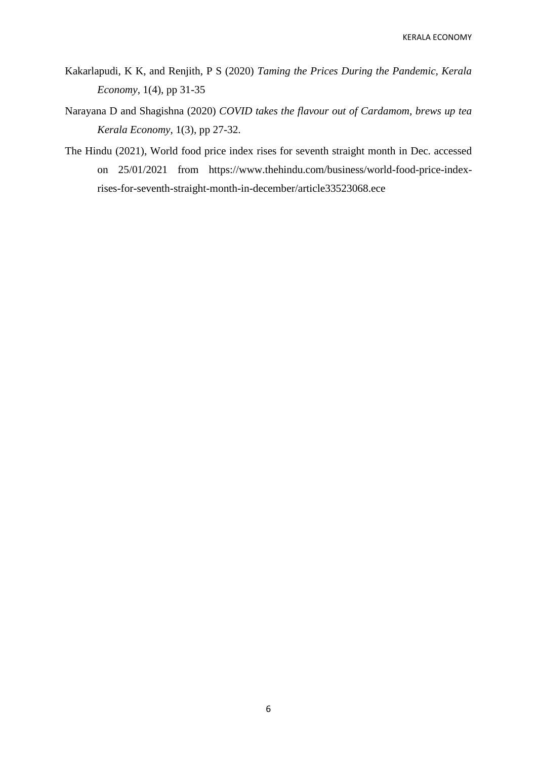Kakarlapudi, K K, and Renjith, P S (2020) *Taming the Prices During the Pandemic, Kerala Economy*, 1(4), pp 31-35

Narayana D and Shagishna (2020) *COVID takes the flavour out of Cardamom, brews up tea Kerala Economy*, 1(3), pp 27-32.

The Hindu (2021), World food price index rises for seventh straight month in Dec. accessed on 25/01/2021 from https://www.thehindu.com/business/world-food-price-index-rises-for-seventh-straight-month-in-december/article33523068.ece